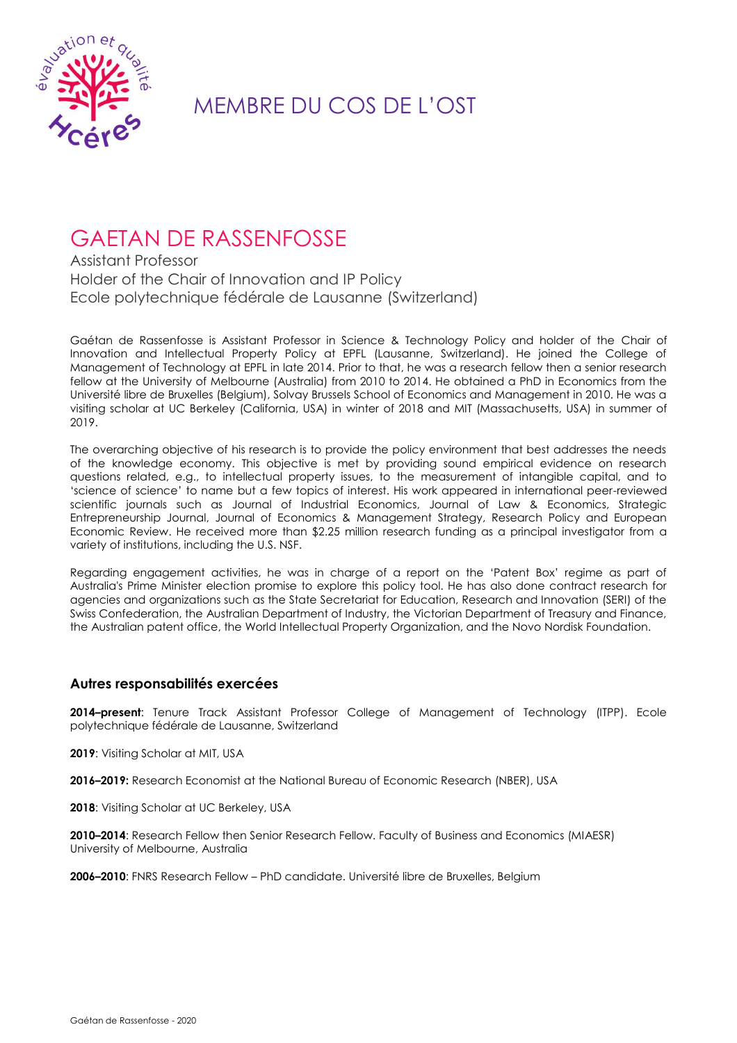# MEMBRE DU COS DE L'OST

## GAETAN DE RASSENFOSSE

Assistant Professor
Holder of the Chair of Innovation and IP Policy
Ecole polytechnique fédérale de Lausanne (Switzerland)

Gaétan de Rassenfosse is Assistant Professor in Science & Technology Policy and holder of the Chair of Innovation and Intellectual Property Policy at EPFL (Lausanne, Switzerland). He joined the College of Management of Technology at EPFL in late 2014. Prior to that, he was a research fellow then a senior research fellow at the University of Melbourne (Australia) from 2010 to 2014. He obtained a PhD in Economics from the Université libre de Bruxelles (Belgium), Solvay Brussels School of Economics and Management in 2010. He was a visiting scholar at UC Berkeley (California, USA) in winter of 2018 and MIT (Massachusetts, USA) in summer of 2019.

The overarching objective of his research is to provide the policy environment that best addresses the needs of the knowledge economy. This objective is met by providing sound empirical evidence on research questions related, e.g., to intellectual property issues, to the measurement of intangible capital, and to 'science of science' to name but a few topics of interest. His work appeared in international peer-reviewed scientific journals such as Journal of Industrial Economics, Journal of Law & Economics, Strategic Entrepreneurship Journal, Journal of Economics & Management Strategy, Research Policy and European Economic Review. He received more than $2.25 million research funding as a principal investigator from a variety of institutions, including the U.S. NSF.

Regarding engagement activities, he was in charge of a report on the 'Patent Box' regime as part of Australia's Prime Minister election promise to explore this policy tool. He has also done contract research for agencies and organizations such as the State Secretariat for Education, Research and Innovation (SERI) of the Swiss Confederation, the Australian Department of Industry, the Victorian Department of Treasury and Finance, the Australian patent office, the World Intellectual Property Organization, and the Novo Nordisk Foundation.

### Autres responsabilités exercées

**2014–present**: Tenure Track Assistant Professor College of Management of Technology (ITPP). Ecole polytechnique fédérale de Lausanne, Switzerland

**2019**: Visiting Scholar at MIT, USA

**2016–2019:** Research Economist at the National Bureau of Economic Research (NBER), USA

**2018**: Visiting Scholar at UC Berkeley, USA

**2010–2014**: Research Fellow then Senior Research Fellow. Faculty of Business and Economics (MIAESR)
University of Melbourne, Australia

**2006–2010**: FNRS Research Fellow – PhD candidate. Université libre de Bruxelles, Belgium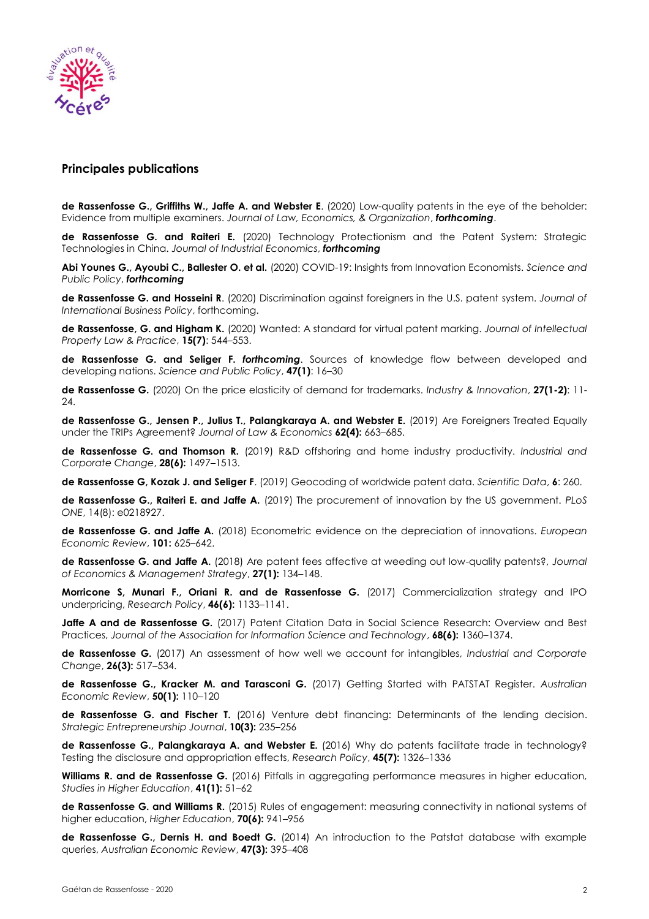## Principales publications

**de Rassenfosse G., Griffiths W., Jaffe A. and Webster E**. (2020) Low-quality patents in the eye of the beholder: Evidence from multiple examiners. *Journal of Law, Economics, & Organization*, ***forthcoming***.

**de Rassenfosse G. and Raiteri E.** (2020) Technology Protectionism and the Patent System: Strategic Technologies in China. *Journal of Industrial Economics*, ***forthcoming***

**Abi Younes G., Ayoubi C., Ballester O. et al.** (2020) COVID-19: Insights from Innovation Economists. *Science and Public Policy*, ***forthcoming***

**de Rassenfosse G. and Hosseini R**. (2020) Discrimination against foreigners in the U.S. patent system. *Journal of International Business Policy*, forthcoming.

**de Rassenfosse, G. and Higham K.** (2020) Wanted: A standard for virtual patent marking. *Journal of Intellectual Property Law & Practice*, **15(7)**: 544–553.

**de Rassenfosse G. and Seliger F.** ***forthcoming***. Sources of knowledge flow between developed and developing nations. *Science and Public Policy*, **47(1)**: 16–30

**de Rassenfosse G.** (2020) On the price elasticity of demand for trademarks. *Industry & Innovation*, **27(1-2)**: 11-24.

**de Rassenfosse G., Jensen P., Julius T., Palangkaraya A. and Webster E.** (2019) Are Foreigners Treated Equally under the TRIPs Agreement? *Journal of Law & Economics* **62(4):** 663–685.

**de Rassenfosse G. and Thomson R.** (2019) R&D offshoring and home industry productivity. *Industrial and Corporate Change*, **28(6):** 1497–1513.

**de Rassenfosse G, Kozak J. and Seliger F**. (2019) Geocoding of worldwide patent data. *Scientific Data*, **6**: 260.

**de Rassenfosse G., Raiteri E. and Jaffe A.** (2019) The procurement of innovation by the US government. *PLoS ONE*, 14(8): e0218927.

**de Rassenfosse G. and Jaffe A.** (2018) Econometric evidence on the depreciation of innovations. *European Economic Review*, **101:** 625–642.

**de Rassenfosse G. and Jaffe A.** (2018) Are patent fees affective at weeding out low-quality patents?, *Journal of Economics & Management Strategy*, **27(1):** 134–148.

**Morricone S, Munari F., Oriani R. and de Rassenfosse G.** (2017) Commercialization strategy and IPO underpricing, *Research Policy*, **46(6):** 1133–1141.

**Jaffe A and de Rassenfosse G.** (2017) Patent Citation Data in Social Science Research: Overview and Best Practices, *Journal of the Association for Information Science and Technology*, **68(6):** 1360–1374.

**de Rassenfosse G.** (2017) An assessment of how well we account for intangibles, *Industrial and Corporate Change*, **26(3):** 517–534.

**de Rassenfosse G., Kracker M. and Tarasconi G.** (2017) Getting Started with PATSTAT Register. *Australian Economic Review*, **50(1):** 110–120

**de Rassenfosse G. and Fischer T.** (2016) Venture debt financing: Determinants of the lending decision. *Strategic Entrepreneurship Journal*, **10(3):** 235–256

**de Rassenfosse G., Palangkaraya A. and Webster E.** (2016) Why do patents facilitate trade in technology? Testing the disclosure and appropriation effects, *Research Policy*, **45(7):** 1326–1336

**Williams R. and de Rassenfosse G.** (2016) Pitfalls in aggregating performance measures in higher education, *Studies in Higher Education*, **41(1):** 51–62

**de Rassenfosse G. and Williams R.** (2015) Rules of engagement: measuring connectivity in national systems of higher education, *Higher Education*, **70(6):** 941–956

**de Rassenfosse G., Dernis H. and Boedt G.** (2014) An introduction to the Patstat database with example queries, *Australian Economic Review*, **47(3):** 395–408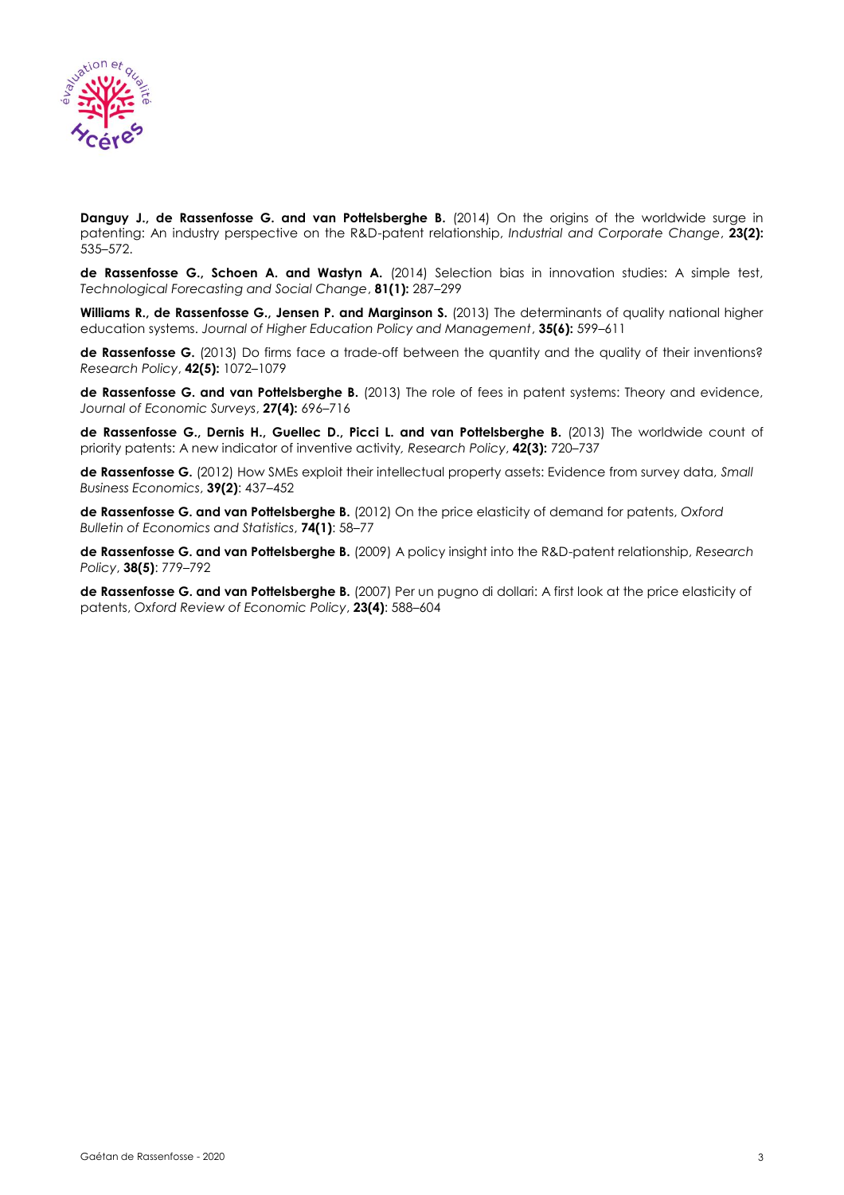**Danguy J., de Rassenfosse G. and van Pottelsberghe B.** (2014) On the origins of the worldwide surge in patenting: An industry perspective on the R&D-patent relationship, *Industrial and Corporate Change*, **23(2):** 535–572.

**de Rassenfosse G., Schoen A. and Wastyn A.** (2014) Selection bias in innovation studies: A simple test, *Technological Forecasting and Social Change*, **81(1):** 287–299

**Williams R., de Rassenfosse G., Jensen P. and Marginson S.** (2013) The determinants of quality national higher education systems. *Journal of Higher Education Policy and Management*, **35(6):** 599–611

**de Rassenfosse G.** (2013) Do firms face a trade-off between the quantity and the quality of their inventions? *Research Policy*, **42(5):** 1072–1079

**de Rassenfosse G. and van Pottelsberghe B.** (2013) The role of fees in patent systems: Theory and evidence, *Journal of Economic Surveys*, **27(4):** 696–716

**de Rassenfosse G., Dernis H., Guellec D., Picci L. and van Pottelsberghe B.** (2013) The worldwide count of priority patents: A new indicator of inventive activity, *Research Policy*, **42(3):** 720–737

**de Rassenfosse G.** (2012) How SMEs exploit their intellectual property assets: Evidence from survey data, *Small Business Economics*, **39(2)**: 437–452

**de Rassenfosse G. and van Pottelsberghe B.** (2012) On the price elasticity of demand for patents, *Oxford Bulletin of Economics and Statistics*, **74(1)**: 58–77

**de Rassenfosse G. and van Pottelsberghe B.** (2009) A policy insight into the R&D-patent relationship, *Research Policy*, **38(5)**: 779–792

**de Rassenfosse G. and van Pottelsberghe B.** (2007) Per un pugno di dollari: A first look at the price elasticity of patents, *Oxford Review of Economic Policy*, **23(4)**: 588–604